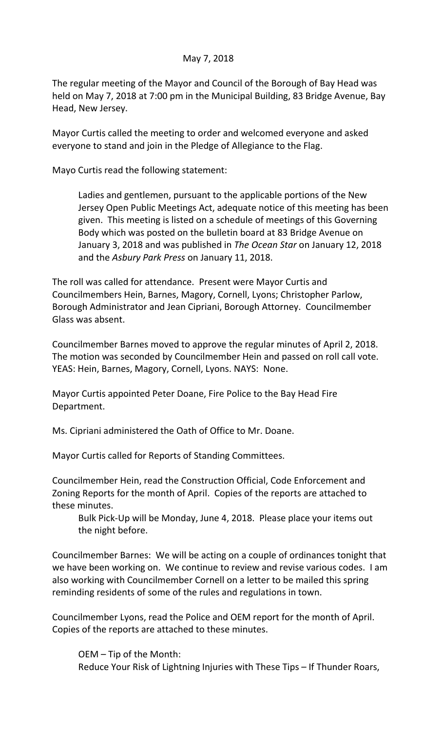May 7, 2018

The regular meeting of the Mayor and Council of the Borough of Bay Head was held on May 7, 2018 at 7:00 pm in the Municipal Building, 83 Bridge Avenue, Bay Head, New Jersey.

Mayor Curtis called the meeting to order and welcomed everyone and asked everyone to stand and join in the Pledge of Allegiance to the Flag.

Mayo Curtis read the following statement:

> Ladies and gentlemen, pursuant to the applicable portions of the New Jersey Open Public Meetings Act, adequate notice of this meeting has been given. This meeting is listed on a schedule of meetings of this Governing Body which was posted on the bulletin board at 83 Bridge Avenue on January 3, 2018 and was published in *The Ocean Star* on January 12, 2018 and the *Asbury Park Press* on January 11, 2018.

The roll was called for attendance. Present were Mayor Curtis and Councilmembers Hein, Barnes, Magory, Cornell, Lyons; Christopher Parlow, Borough Administrator and Jean Cipriani, Borough Attorney. Councilmember Glass was absent.

Councilmember Barnes moved to approve the regular minutes of April 2, 2018. The motion was seconded by Councilmember Hein and passed on roll call vote. YEAS: Hein, Barnes, Magory, Cornell, Lyons. NAYS: None.

Mayor Curtis appointed Peter Doane, Fire Police to the Bay Head Fire Department.

Ms. Cipriani administered the Oath of Office to Mr. Doane.

Mayor Curtis called for Reports of Standing Committees.

Councilmember Hein, read the Construction Official, Code Enforcement and Zoning Reports for the month of April. Copies of the reports are attached to these minutes.

> Bulk Pick-Up will be Monday, June 4, 2018. Please place your items out the night before.

Councilmember Barnes: We will be acting on a couple of ordinances tonight that we have been working on. We continue to review and revise various codes. I am also working with Councilmember Cornell on a letter to be mailed this spring reminding residents of some of the rules and regulations in town.

Councilmember Lyons, read the Police and OEM report for the month of April. Copies of the reports are attached to these minutes.

> OEM – Tip of the Month:
> Reduce Your Risk of Lightning Injuries with These Tips – If Thunder Roars,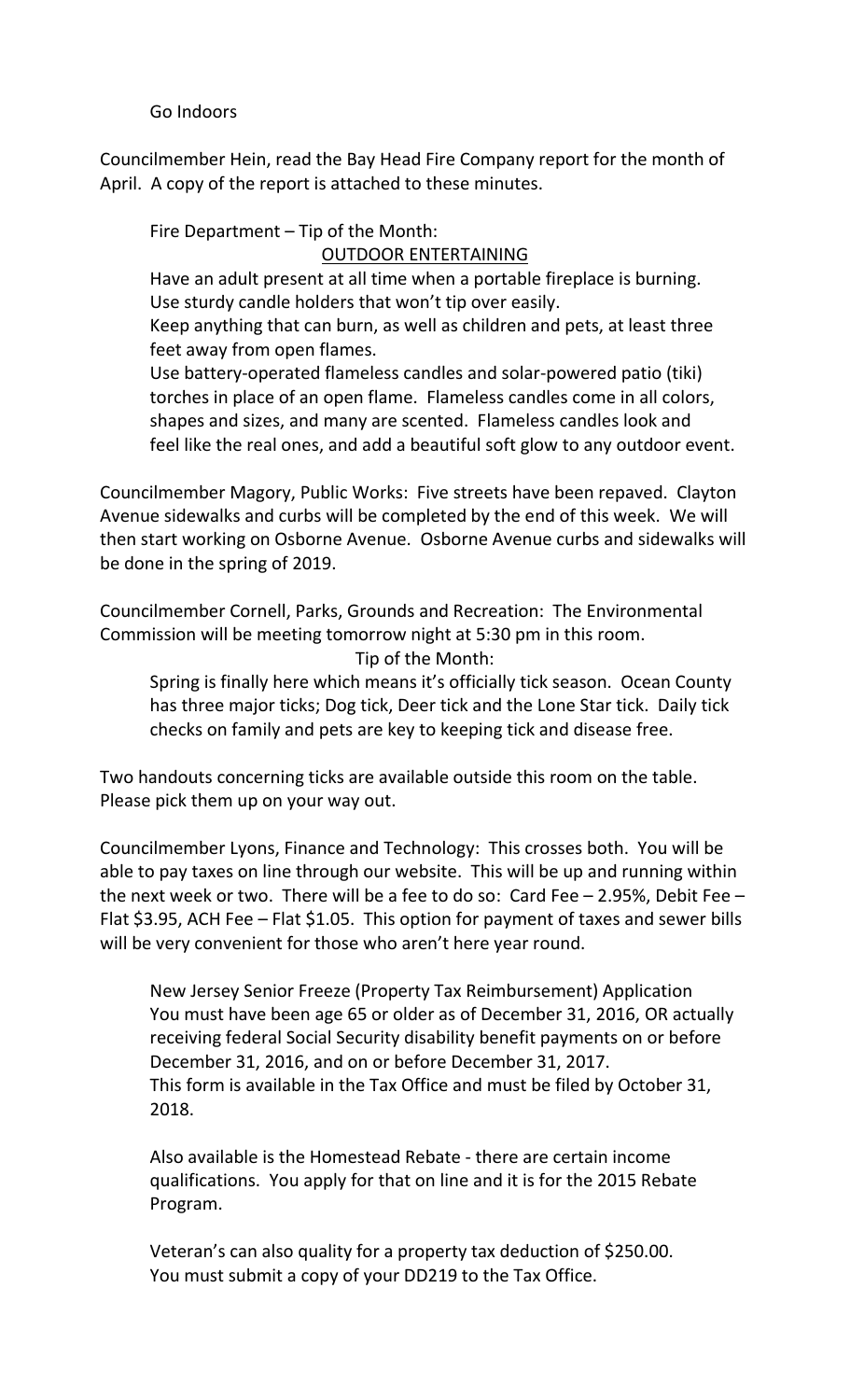Go Indoors

Councilmember Hein, read the Bay Head Fire Company report for the month of April. A copy of the report is attached to these minutes.

Fire Department – Tip of the Month:

OUTDOOR ENTERTAINING

Have an adult present at all time when a portable fireplace is burning.
Use sturdy candle holders that won't tip over easily.
Keep anything that can burn, as well as children and pets, at least three feet away from open flames.
Use battery-operated flameless candles and solar-powered patio (tiki) torches in place of an open flame. Flameless candles come in all colors, shapes and sizes, and many are scented. Flameless candles look and feel like the real ones, and add a beautiful soft glow to any outdoor event.

Councilmember Magory, Public Works: Five streets have been repaved. Clayton Avenue sidewalks and curbs will be completed by the end of this week. We will then start working on Osborne Avenue. Osborne Avenue curbs and sidewalks will be done in the spring of 2019.

Councilmember Cornell, Parks, Grounds and Recreation: The Environmental Commission will be meeting tomorrow night at 5:30 pm in this room.

Tip of the Month:

Spring is finally here which means it's officially tick season. Ocean County has three major ticks; Dog tick, Deer tick and the Lone Star tick. Daily tick checks on family and pets are key to keeping tick and disease free.

Two handouts concerning ticks are available outside this room on the table. Please pick them up on your way out.

Councilmember Lyons, Finance and Technology: This crosses both. You will be able to pay taxes on line through our website. This will be up and running within the next week or two. There will be a fee to do so: Card Fee – 2.95%, Debit Fee – Flat $3.95, ACH Fee – Flat $1.05. This option for payment of taxes and sewer bills will be very convenient for those who aren't here year round.

New Jersey Senior Freeze (Property Tax Reimbursement) Application
You must have been age 65 or older as of December 31, 2016, OR actually receiving federal Social Security disability benefit payments on or before December 31, 2016, and on or before December 31, 2017.
This form is available in the Tax Office and must be filed by October 31, 2018.

Also available is the Homestead Rebate - there are certain income qualifications. You apply for that on line and it is for the 2015 Rebate Program.

Veteran's can also quality for a property tax deduction of $250.00.
You must submit a copy of your DD219 to the Tax Office.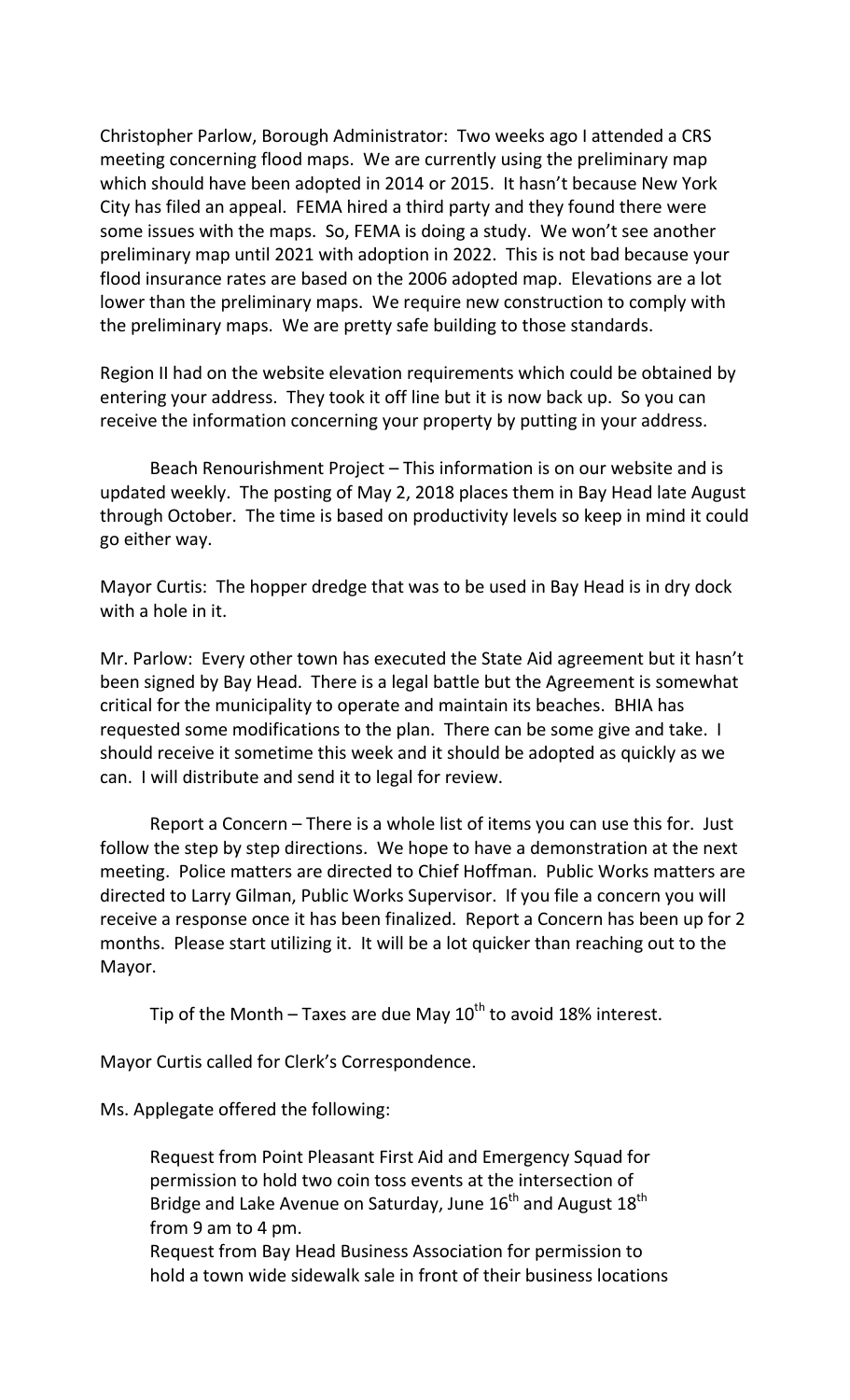Christopher Parlow, Borough Administrator: Two weeks ago I attended a CRS meeting concerning flood maps. We are currently using the preliminary map which should have been adopted in 2014 or 2015. It hasn't because New York City has filed an appeal. FEMA hired a third party and they found there were some issues with the maps. So, FEMA is doing a study. We won't see another preliminary map until 2021 with adoption in 2022. This is not bad because your flood insurance rates are based on the 2006 adopted map. Elevations are a lot lower than the preliminary maps. We require new construction to comply with the preliminary maps. We are pretty safe building to those standards.

Region II had on the website elevation requirements which could be obtained by entering your address. They took it off line but it is now back up. So you can receive the information concerning your property by putting in your address.

Beach Renourishment Project – This information is on our website and is updated weekly. The posting of May 2, 2018 places them in Bay Head late August through October. The time is based on productivity levels so keep in mind it could go either way.

Mayor Curtis: The hopper dredge that was to be used in Bay Head is in dry dock with a hole in it.

Mr. Parlow: Every other town has executed the State Aid agreement but it hasn't been signed by Bay Head. There is a legal battle but the Agreement is somewhat critical for the municipality to operate and maintain its beaches. BHIA has requested some modifications to the plan. There can be some give and take. I should receive it sometime this week and it should be adopted as quickly as we can. I will distribute and send it to legal for review.

Report a Concern – There is a whole list of items you can use this for. Just follow the step by step directions. We hope to have a demonstration at the next meeting. Police matters are directed to Chief Hoffman. Public Works matters are directed to Larry Gilman, Public Works Supervisor. If you file a concern you will receive a response once it has been finalized. Report a Concern has been up for 2 months. Please start utilizing it. It will be a lot quicker than reaching out to the Mayor.

Tip of the Month – Taxes are due May 10th to avoid 18% interest.

Mayor Curtis called for Clerk's Correspondence.

Ms. Applegate offered the following:

Request from Point Pleasant First Aid and Emergency Squad for permission to hold two coin toss events at the intersection of Bridge and Lake Avenue on Saturday, June 16th and August 18th from 9 am to 4 pm.

Request from Bay Head Business Association for permission to hold a town wide sidewalk sale in front of their business locations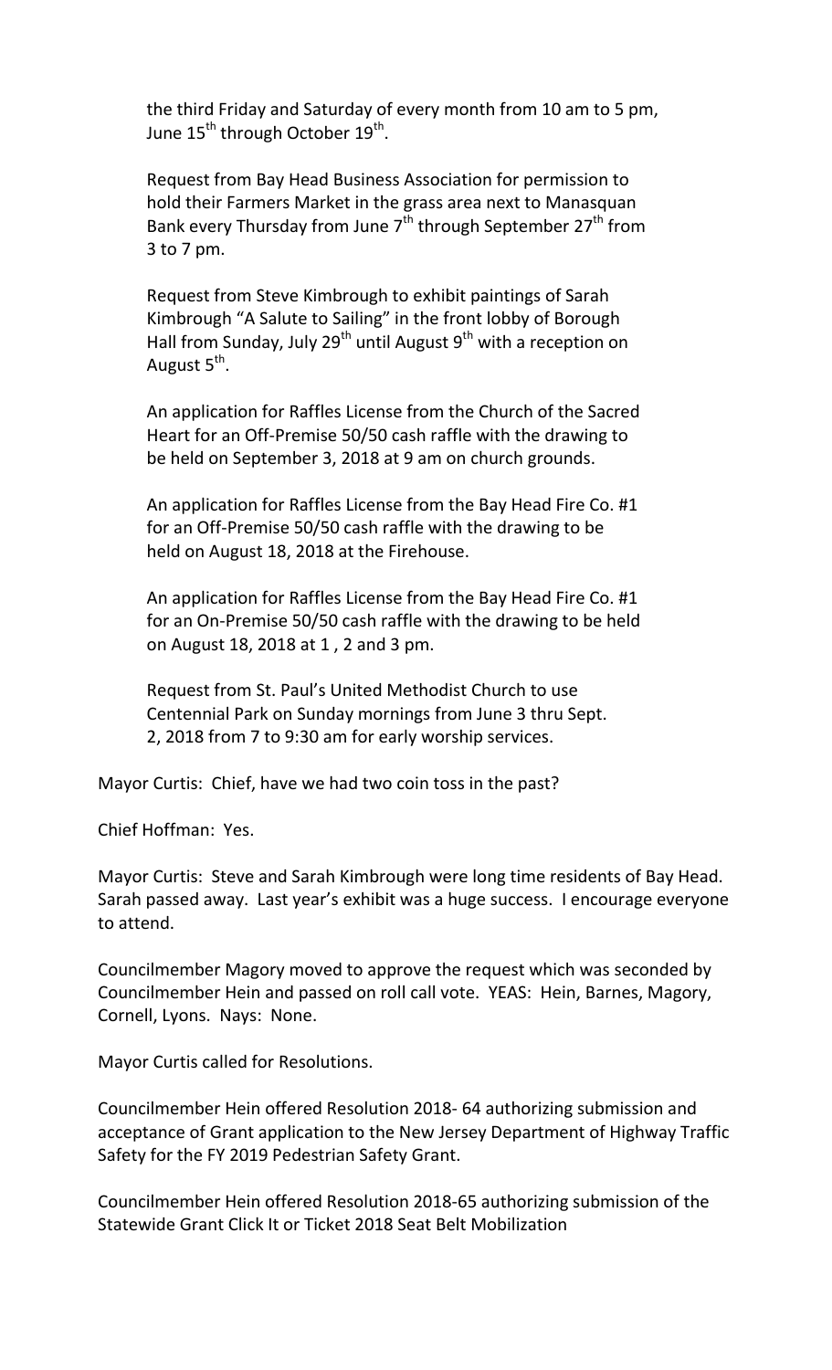the third Friday and Saturday of every month from 10 am to 5 pm, June 15th through October 19th.

Request from Bay Head Business Association for permission to hold their Farmers Market in the grass area next to Manasquan Bank every Thursday from June 7th through September 27th from 3 to 7 pm.

Request from Steve Kimbrough to exhibit paintings of Sarah Kimbrough "A Salute to Sailing" in the front lobby of Borough Hall from Sunday, July 29th until August 9th with a reception on August 5th.

An application for Raffles License from the Church of the Sacred Heart for an Off-Premise 50/50 cash raffle with the drawing to be held on September 3, 2018 at 9 am on church grounds.

An application for Raffles License from the Bay Head Fire Co. #1 for an Off-Premise 50/50 cash raffle with the drawing to be held on August 18, 2018 at the Firehouse.

An application for Raffles License from the Bay Head Fire Co. #1 for an On-Premise 50/50 cash raffle with the drawing to be held on August 18, 2018 at 1 , 2 and 3 pm.

Request from St. Paul's United Methodist Church to use Centennial Park on Sunday mornings from June 3 thru Sept. 2, 2018 from 7 to 9:30 am for early worship services.

Mayor Curtis: Chief, have we had two coin toss in the past?

Chief Hoffman: Yes.

Mayor Curtis: Steve and Sarah Kimbrough were long time residents of Bay Head. Sarah passed away. Last year's exhibit was a huge success. I encourage everyone to attend.

Councilmember Magory moved to approve the request which was seconded by Councilmember Hein and passed on roll call vote. YEAS: Hein, Barnes, Magory, Cornell, Lyons. Nays: None.

Mayor Curtis called for Resolutions.

Councilmember Hein offered Resolution 2018- 64 authorizing submission and acceptance of Grant application to the New Jersey Department of Highway Traffic Safety for the FY 2019 Pedestrian Safety Grant.

Councilmember Hein offered Resolution 2018-65 authorizing submission of the Statewide Grant Click It or Ticket 2018 Seat Belt Mobilization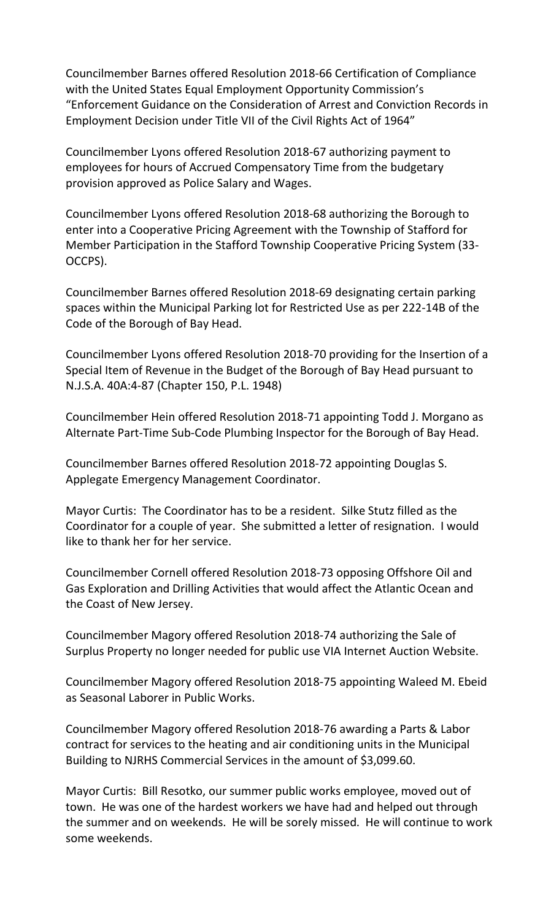Councilmember Barnes offered Resolution 2018-66 Certification of Compliance with the United States Equal Employment Opportunity Commission's "Enforcement Guidance on the Consideration of Arrest and Conviction Records in Employment Decision under Title VII of the Civil Rights Act of 1964"

Councilmember Lyons offered Resolution 2018-67 authorizing payment to employees for hours of Accrued Compensatory Time from the budgetary provision approved as Police Salary and Wages.

Councilmember Lyons offered Resolution 2018-68 authorizing the Borough to enter into a Cooperative Pricing Agreement with the Township of Stafford for Member Participation in the Stafford Township Cooperative Pricing System (33-OCCPS).

Councilmember Barnes offered Resolution 2018-69 designating certain parking spaces within the Municipal Parking lot for Restricted Use as per 222-14B of the Code of the Borough of Bay Head.

Councilmember Lyons offered Resolution 2018-70 providing for the Insertion of a Special Item of Revenue in the Budget of the Borough of Bay Head pursuant to N.J.S.A. 40A:4-87 (Chapter 150, P.L. 1948)

Councilmember Hein offered Resolution 2018-71 appointing Todd J. Morgano as Alternate Part-Time Sub-Code Plumbing Inspector for the Borough of Bay Head.

Councilmember Barnes offered Resolution 2018-72 appointing Douglas S. Applegate Emergency Management Coordinator.

Mayor Curtis: The Coordinator has to be a resident. Silke Stutz filled as the Coordinator for a couple of year. She submitted a letter of resignation. I would like to thank her for her service.

Councilmember Cornell offered Resolution 2018-73 opposing Offshore Oil and Gas Exploration and Drilling Activities that would affect the Atlantic Ocean and the Coast of New Jersey.

Councilmember Magory offered Resolution 2018-74 authorizing the Sale of Surplus Property no longer needed for public use VIA Internet Auction Website.

Councilmember Magory offered Resolution 2018-75 appointing Waleed M. Ebeid as Seasonal Laborer in Public Works.

Councilmember Magory offered Resolution 2018-76 awarding a Parts & Labor contract for services to the heating and air conditioning units in the Municipal Building to NJRHS Commercial Services in the amount of $3,099.60.

Mayor Curtis: Bill Resotko, our summer public works employee, moved out of town. He was one of the hardest workers we have had and helped out through the summer and on weekends. He will be sorely missed. He will continue to work some weekends.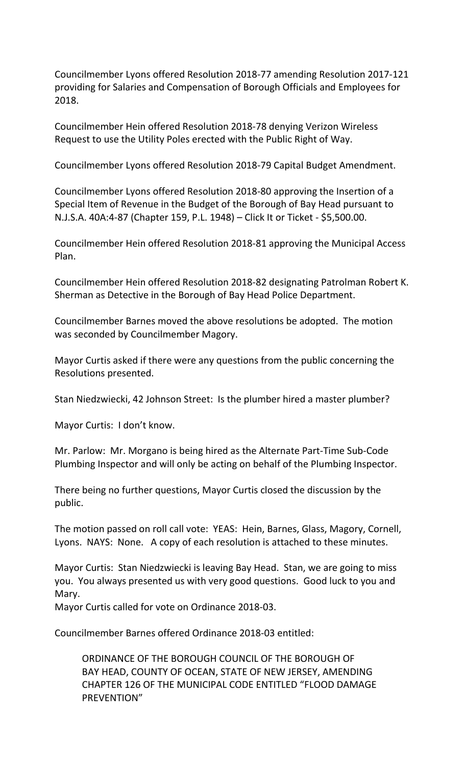Councilmember Lyons offered Resolution 2018-77 amending Resolution 2017-121 providing for Salaries and Compensation of Borough Officials and Employees for 2018.

Councilmember Hein offered Resolution 2018-78 denying Verizon Wireless Request to use the Utility Poles erected with the Public Right of Way.

Councilmember Lyons offered Resolution 2018-79 Capital Budget Amendment.

Councilmember Lyons offered Resolution 2018-80 approving the Insertion of a Special Item of Revenue in the Budget of the Borough of Bay Head pursuant to N.J.S.A. 40A:4-87 (Chapter 159, P.L. 1948) – Click It or Ticket - $5,500.00.

Councilmember Hein offered Resolution 2018-81 approving the Municipal Access Plan.

Councilmember Hein offered Resolution 2018-82 designating Patrolman Robert K. Sherman as Detective in the Borough of Bay Head Police Department.

Councilmember Barnes moved the above resolutions be adopted. The motion was seconded by Councilmember Magory.

Mayor Curtis asked if there were any questions from the public concerning the Resolutions presented.

Stan Niedzwiecki, 42 Johnson Street: Is the plumber hired a master plumber?

Mayor Curtis: I don't know.

Mr. Parlow: Mr. Morgano is being hired as the Alternate Part-Time Sub-Code Plumbing Inspector and will only be acting on behalf of the Plumbing Inspector.

There being no further questions, Mayor Curtis closed the discussion by the public.

The motion passed on roll call vote: YEAS: Hein, Barnes, Glass, Magory, Cornell, Lyons. NAYS: None. A copy of each resolution is attached to these minutes.

Mayor Curtis: Stan Niedzwiecki is leaving Bay Head. Stan, we are going to miss you. You always presented us with very good questions. Good luck to you and Mary.

Mayor Curtis called for vote on Ordinance 2018-03.

Councilmember Barnes offered Ordinance 2018-03 entitled:

> ORDINANCE OF THE BOROUGH COUNCIL OF THE BOROUGH OF BAY HEAD, COUNTY OF OCEAN, STATE OF NEW JERSEY, AMENDING CHAPTER 126 OF THE MUNICIPAL CODE ENTITLED "FLOOD DAMAGE PREVENTION"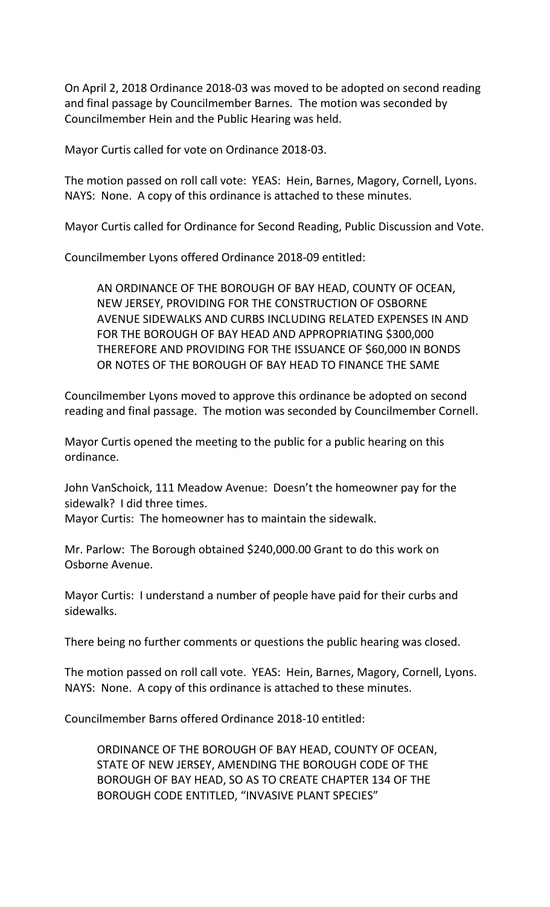On April 2, 2018 Ordinance 2018-03 was moved to be adopted on second reading and final passage by Councilmember Barnes. The motion was seconded by Councilmember Hein and the Public Hearing was held.

Mayor Curtis called for vote on Ordinance 2018-03.

The motion passed on roll call vote: YEAS: Hein, Barnes, Magory, Cornell, Lyons. NAYS: None. A copy of this ordinance is attached to these minutes.

Mayor Curtis called for Ordinance for Second Reading, Public Discussion and Vote.

Councilmember Lyons offered Ordinance 2018-09 entitled:

> AN ORDINANCE OF THE BOROUGH OF BAY HEAD, COUNTY OF OCEAN, NEW JERSEY, PROVIDING FOR THE CONSTRUCTION OF OSBORNE AVENUE SIDEWALKS AND CURBS INCLUDING RELATED EXPENSES IN AND FOR THE BOROUGH OF BAY HEAD AND APPROPRIATING $300,000 THEREFORE AND PROVIDING FOR THE ISSUANCE OF $60,000 IN BONDS OR NOTES OF THE BOROUGH OF BAY HEAD TO FINANCE THE SAME

Councilmember Lyons moved to approve this ordinance be adopted on second reading and final passage. The motion was seconded by Councilmember Cornell.

Mayor Curtis opened the meeting to the public for a public hearing on this ordinance.

John VanSchoick, 111 Meadow Avenue: Doesn't the homeowner pay for the sidewalk? I did three times.
Mayor Curtis: The homeowner has to maintain the sidewalk.

Mr. Parlow: The Borough obtained $240,000.00 Grant to do this work on Osborne Avenue.

Mayor Curtis: I understand a number of people have paid for their curbs and sidewalks.

There being no further comments or questions the public hearing was closed.

The motion passed on roll call vote. YEAS: Hein, Barnes, Magory, Cornell, Lyons. NAYS: None. A copy of this ordinance is attached to these minutes.

Councilmember Barns offered Ordinance 2018-10 entitled:

> ORDINANCE OF THE BOROUGH OF BAY HEAD, COUNTY OF OCEAN, STATE OF NEW JERSEY, AMENDING THE BOROUGH CODE OF THE BOROUGH OF BAY HEAD, SO AS TO CREATE CHAPTER 134 OF THE BOROUGH CODE ENTITLED, "INVASIVE PLANT SPECIES"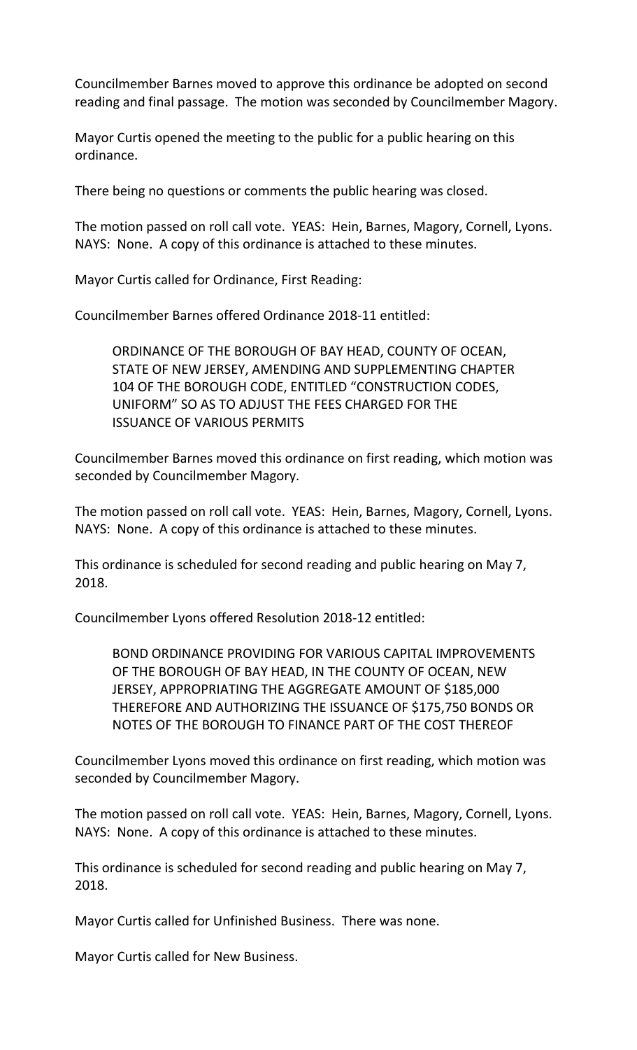Councilmember Barnes moved to approve this ordinance be adopted on second reading and final passage. The motion was seconded by Councilmember Magory.

Mayor Curtis opened the meeting to the public for a public hearing on this ordinance.

There being no questions or comments the public hearing was closed.

The motion passed on roll call vote. YEAS: Hein, Barnes, Magory, Cornell, Lyons. NAYS: None. A copy of this ordinance is attached to these minutes.

Mayor Curtis called for Ordinance, First Reading:

Councilmember Barnes offered Ordinance 2018-11 entitled:

> ORDINANCE OF THE BOROUGH OF BAY HEAD, COUNTY OF OCEAN, STATE OF NEW JERSEY, AMENDING AND SUPPLEMENTING CHAPTER 104 OF THE BOROUGH CODE, ENTITLED "CONSTRUCTION CODES, UNIFORM" SO AS TO ADJUST THE FEES CHARGED FOR THE ISSUANCE OF VARIOUS PERMITS

Councilmember Barnes moved this ordinance on first reading, which motion was seconded by Councilmember Magory.

The motion passed on roll call vote. YEAS: Hein, Barnes, Magory, Cornell, Lyons. NAYS: None. A copy of this ordinance is attached to these minutes.

This ordinance is scheduled for second reading and public hearing on May 7, 2018.

Councilmember Lyons offered Resolution 2018-12 entitled:

> BOND ORDINANCE PROVIDING FOR VARIOUS CAPITAL IMPROVEMENTS OF THE BOROUGH OF BAY HEAD, IN THE COUNTY OF OCEAN, NEW JERSEY, APPROPRIATING THE AGGREGATE AMOUNT OF $185,000 THEREFORE AND AUTHORIZING THE ISSUANCE OF $175,750 BONDS OR NOTES OF THE BOROUGH TO FINANCE PART OF THE COST THEREOF

Councilmember Lyons moved this ordinance on first reading, which motion was seconded by Councilmember Magory.

The motion passed on roll call vote. YEAS: Hein, Barnes, Magory, Cornell, Lyons. NAYS: None. A copy of this ordinance is attached to these minutes.

This ordinance is scheduled for second reading and public hearing on May 7, 2018.

Mayor Curtis called for Unfinished Business. There was none.

Mayor Curtis called for New Business.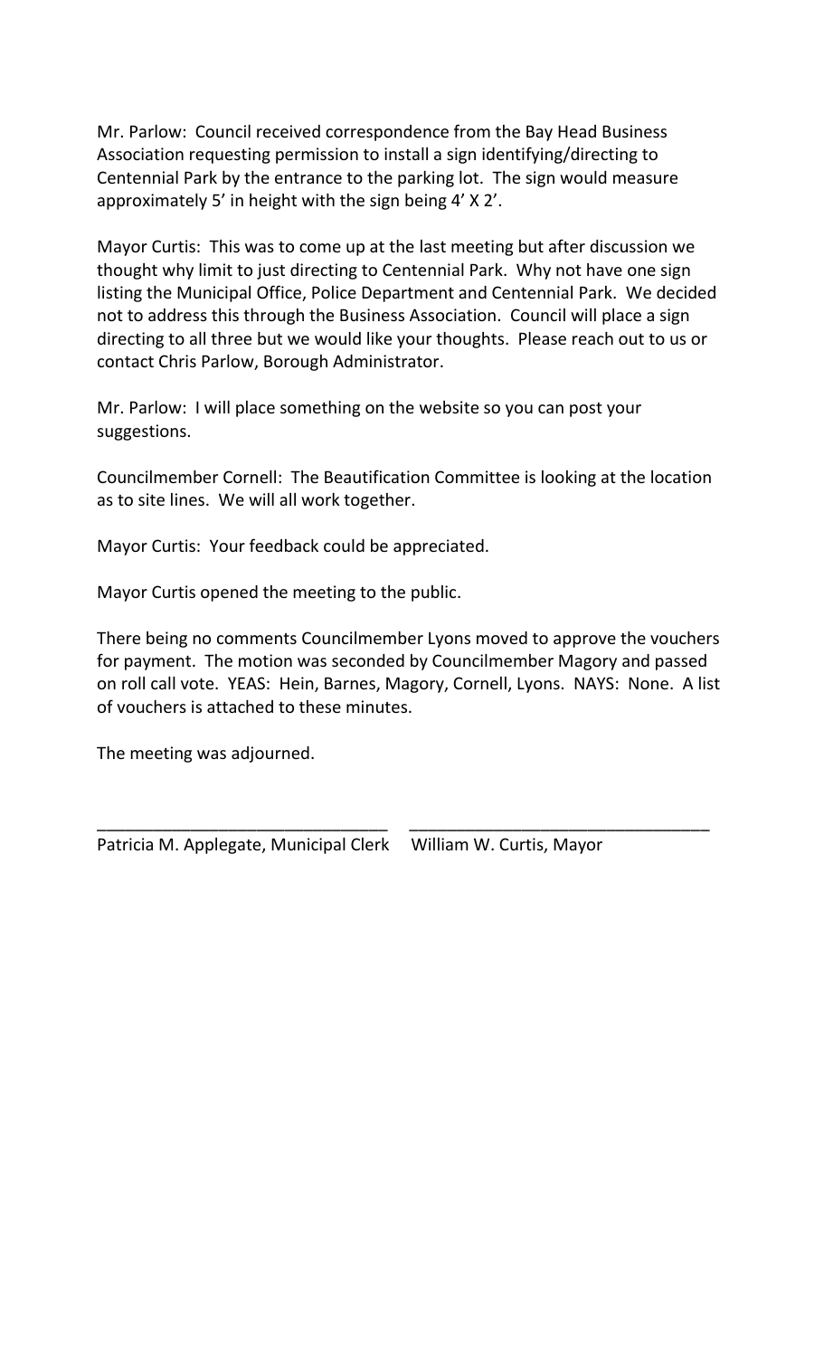Mr. Parlow: Council received correspondence from the Bay Head Business Association requesting permission to install a sign identifying/directing to Centennial Park by the entrance to the parking lot. The sign would measure approximately 5' in height with the sign being 4' X 2'.

Mayor Curtis: This was to come up at the last meeting but after discussion we thought why limit to just directing to Centennial Park. Why not have one sign listing the Municipal Office, Police Department and Centennial Park. We decided not to address this through the Business Association. Council will place a sign directing to all three but we would like your thoughts. Please reach out to us or contact Chris Parlow, Borough Administrator.

Mr. Parlow: I will place something on the website so you can post your suggestions.

Councilmember Cornell: The Beautification Committee is looking at the location as to site lines. We will all work together.

Mayor Curtis: Your feedback could be appreciated.

Mayor Curtis opened the meeting to the public.

There being no comments Councilmember Lyons moved to approve the vouchers for payment. The motion was seconded by Councilmember Magory and passed on roll call vote. YEAS: Hein, Barnes, Magory, Cornell, Lyons. NAYS: None. A list of vouchers is attached to these minutes.

The meeting was adjourned.

_______________________________ _______________________________

Patricia M. Applegate, Municipal Clerk William W. Curtis, Mayor